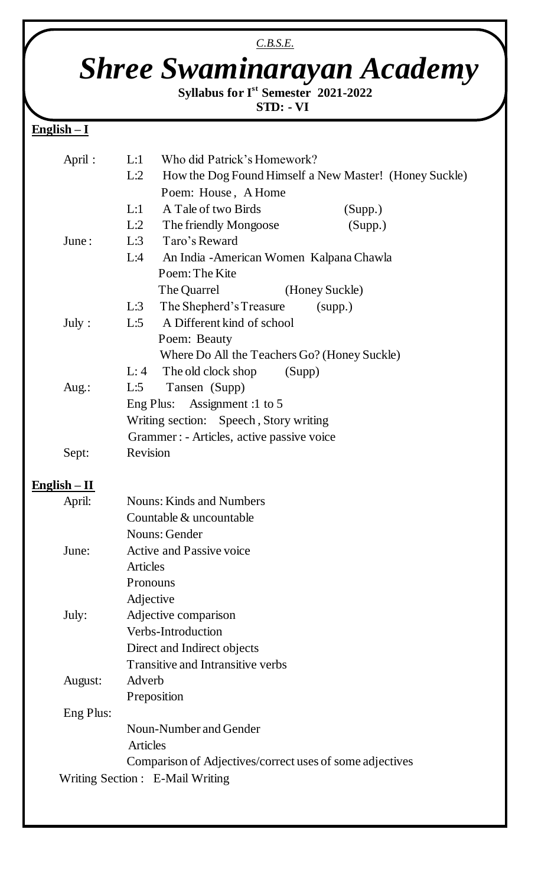*C.B.S.E.*

# *Shree Swaminarayan Academy*

**Syllabus for Ist Semester 2021-2022**

**STD: - VI**

## English – I

| Month | Content |
| --- | --- |
| April : | L:1 Who did Patrick's Homework? |
| | L:2 How the Dog Found Himself a New Master! (Honey Suckle) |
| | Poem: House, A Home |
| | L:1 A Tale of two Birds (Supp.) |
| | L:2 The friendly Mongoose (Supp.) |
| June : | L:3 Taro's Reward |
| | L:4 An India -American Women Kalpana Chawla |
| | Poem: The Kite |
| | The Quarrel (Honey Suckle) |
| | L:3 The Shepherd's Treasure (supp.) |
| July : | L:5 A Different kind of school |
| | Poem: Beauty |
| | Where Do All the Teachers Go? (Honey Suckle) |
| | L: 4 The old clock shop (Supp) |
| Aug.: | L:5 Tansen (Supp) |
| | Eng Plus: Assignment :1 to 5 |
| | Writing section: Speech, Story writing |
| | Grammer : - Articles, active passive voice |
| Sept: | Revision |

## English – II

| Month | Content |
| --- | --- |
| April: | Nouns: Kinds and Numbers |
| | Countable & uncountable |
| | Nouns: Gender |
| June: | Active and Passive voice |
| | Articles |
| | Pronouns |
| | Adjective |
| July: | Adjective comparison |
| | Verbs-Introduction |
| | Direct and Indirect objects |
| | Transitive and Intransitive verbs |
| August: | Adverb |
| | Preposition |
| Eng Plus: | |
| | Noun-Number and Gender |
| | Articles |
| | Comparison of Adjectives/correct uses of some adjectives |

Writing Section : E-Mail Writing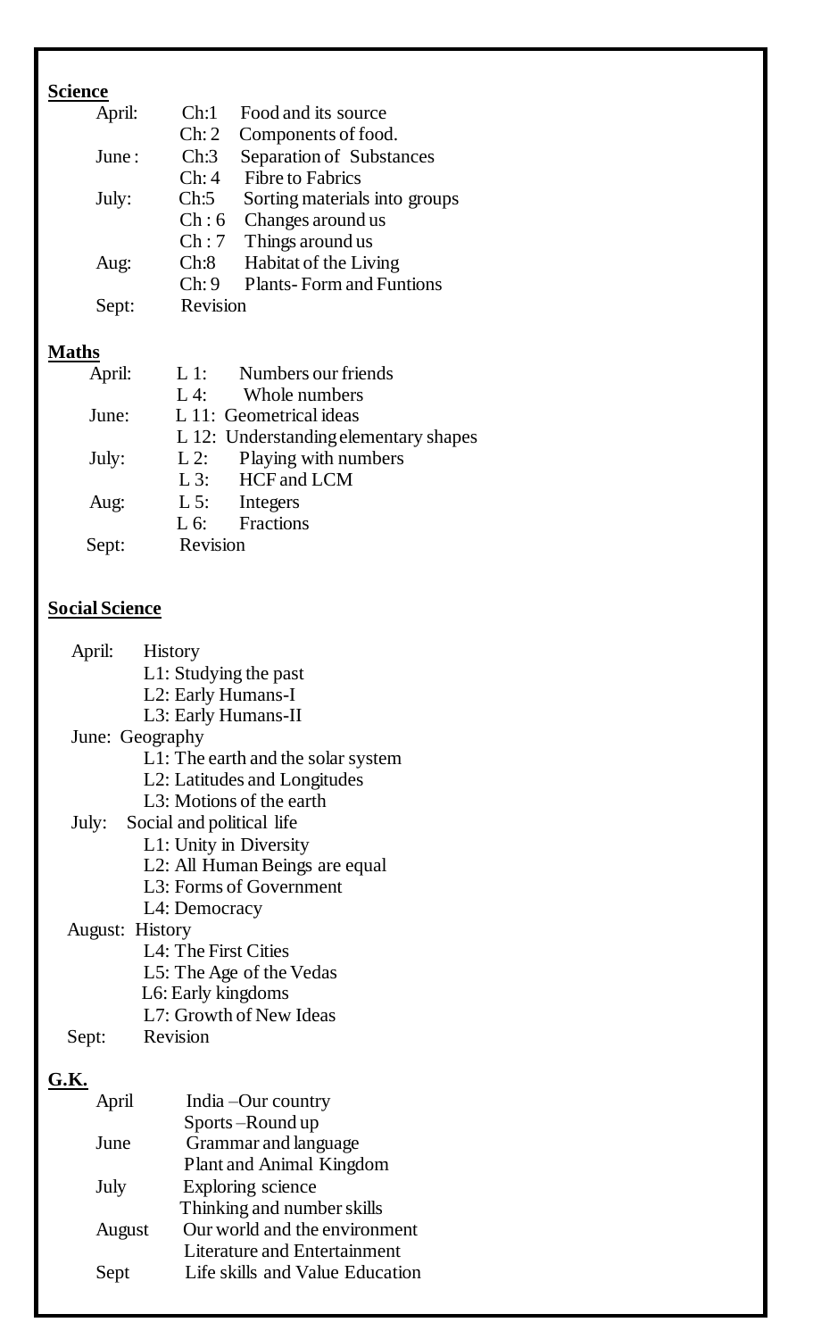**Science**

| | | |
|---|---|---|
| April: | Ch:1 | Food and its source |
| | Ch: 2 | Components of food. |
| June : | Ch:3 | Separation of Substances |
| | Ch: 4 | Fibre to Fabrics |
| July: | Ch:5 | Sorting materials into groups |
| | Ch : 6 | Changes around us |
| | Ch : 7 | Things around us |
| Aug: | Ch:8 | Habitat of the Living |
| | Ch: 9 | Plants- Form and Funtions |
| Sept: | Revision | |

**Maths**

| | | |
|---|---|---|
| April: | L 1: | Numbers our friends |
| | L 4: | Whole numbers |
| June: | L 11: | Geometrical ideas |
| | L 12: | Understanding elementary shapes |
| July: | L 2: | Playing with numbers |
| | L 3: | HCF and LCM |
| Aug: | L 5: | Integers |
| | L 6: | Fractions |
| Sept: | Revision | |

**Social Science**

April: History
- L1: Studying the past
- L2: Early Humans-I
- L3: Early Humans-II

June: Geography
- L1: The earth and the solar system
- L2: Latitudes and Longitudes
- L3: Motions of the earth

July: Social and political life
- L1: Unity in Diversity
- L2: All Human Beings are equal
- L3: Forms of Government
- L4: Democracy

August: History
- L4: The First Cities
- L5: The Age of the Vedas
- L6: Early kingdoms
- L7: Growth of New Ideas

Sept: Revision

**G.K.**

| | |
|---|---|
| April | India –Our country |
| | Sports –Round up |
| June | Grammar and language |
| | Plant and Animal Kingdom |
| July | Exploring science |
| | Thinking and number skills |
| August | Our world and the environment |
| | Literature and Entertainment |
| Sept | Life skills and Value Education |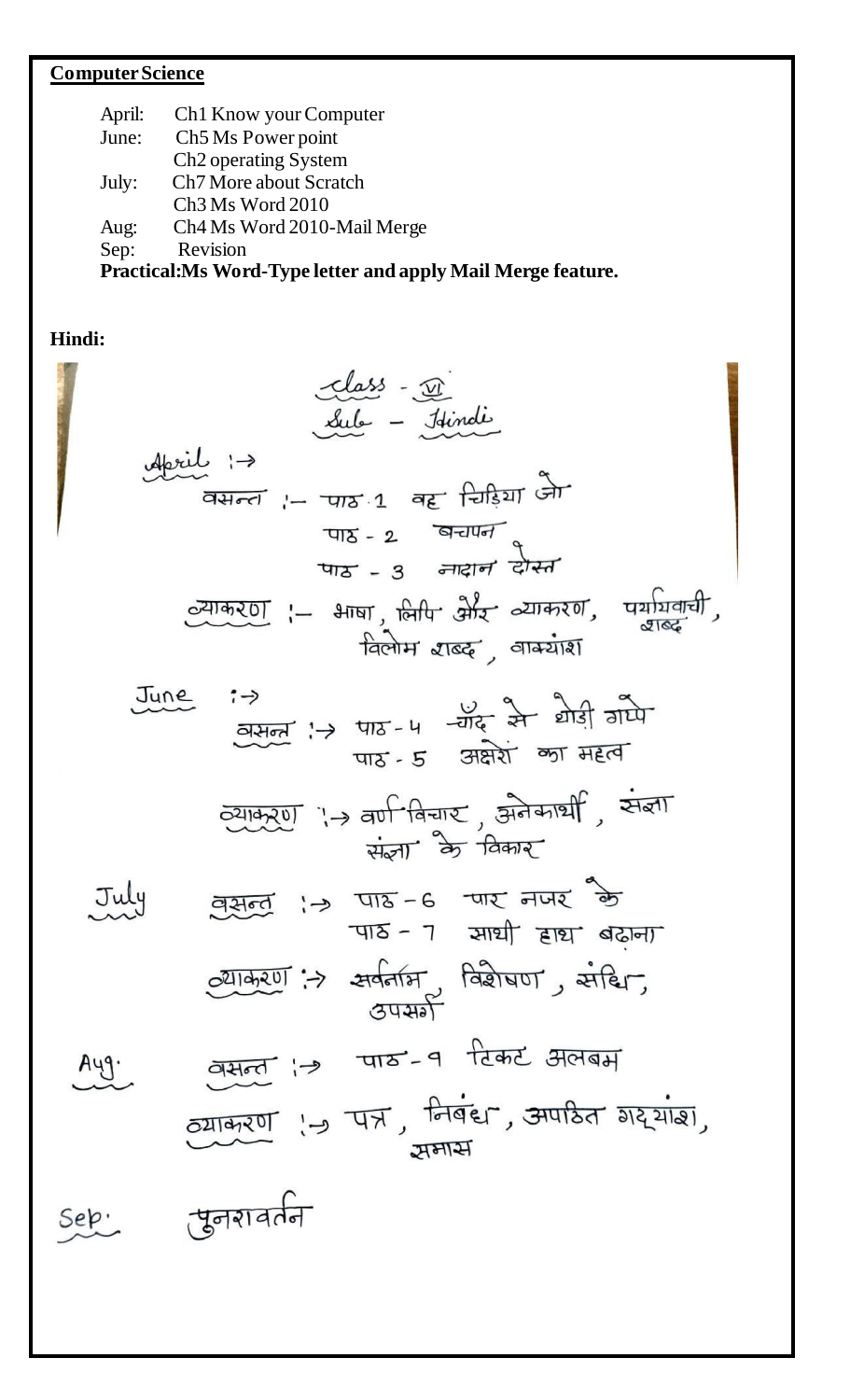**Computer Science**

April: Ch1 Know your Computer
June: Ch5 Ms Power point
Ch2 operating System
July: Ch7 More about Scratch
Ch3 Ms Word 2010
Aug: Ch4 Ms Word 2010-Mail Merge
Sep: Revision

**Practical:Ms Word-Type letter and apply Mail Merge feature.**

**Hindi:**

Class - VI
Sub - Hindi

April :→
वसन्त :- पाठ 1 वह चिड़िया जो
पाठ - 2 बचपन
पाठ - 3 नादान दोस्त
व्याकरण :- भाषा, लिपि और व्याकरण, पर्यायवाची शब्द, विलोम शब्द, वाक्यांश

June :→
वसन्त :→ पाठ - 4 चाँद से थोड़ी गप्पे
पाठ - 5 अक्षरों का महत्व
व्याकरण :→ वर्ण विचार, अनेकार्थी, संज्ञा
संज्ञा के विकार

July वसन्त :→ पाठ - 6 पार नजर के
पाठ - 7 साथी हाथ बढ़ाना
व्याकरण :→ सर्वनाम, विशेषण, संधि, उपसर्ग

Aug. वसन्त :→ पाठ - 9 टिकट अलबम
व्याकरण :→ पत्र, निबंध, अपठित गद्यांश, समास

Sep. पुनरावर्तन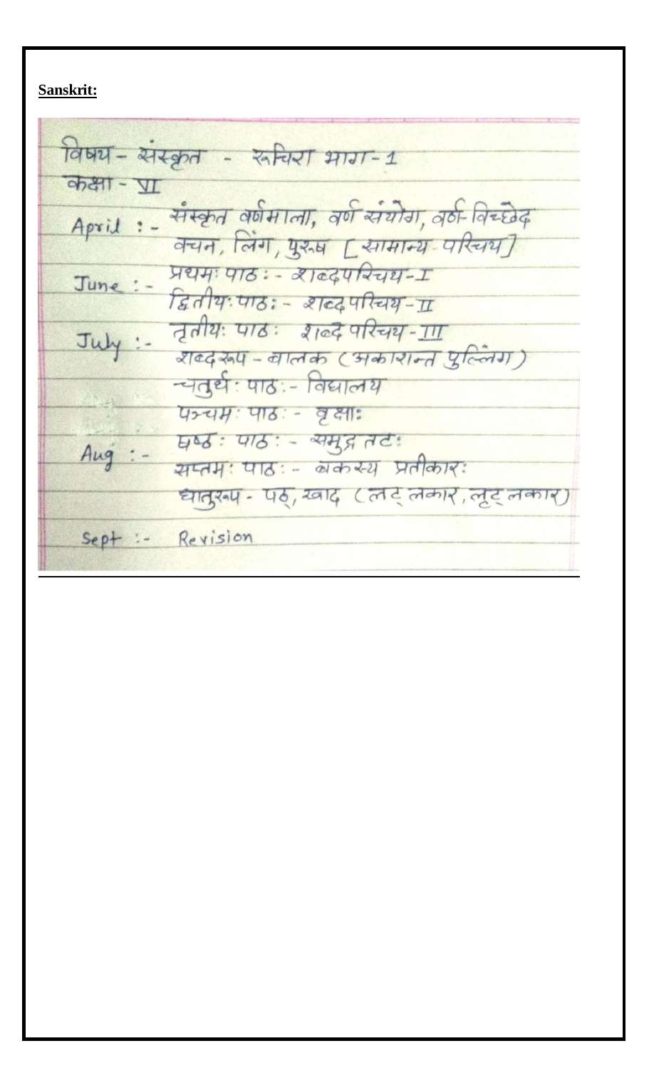**Sanskrit:**

विषय - संस्कृत - रुचिरा भाग - 1

कक्षा - VI

April :- संस्कृत वर्णमाला, वर्ण संयोग, वर्ण-विच्छेद
वचन, लिंग, पुरुष [सामान्य परिचय]

June :- प्रथमः पाठः - शब्दपरिचय - I
द्वितीयः पाठः - शब्दपरिचय - II

July :- तृतीयः पाठः शब्दपरिचय - III
शब्दरूप - बालक (अकारान्त पुल्लिंग)
चतुर्थः पाठः - विद्यालय
पञ्चमः पाठः - वृक्षाः

Aug :- षष्ठः पाठः - समुद्रतटः
सप्तमः पाठः - बकस्य प्रतीकारः
धातुरूप - पठ्, खाद (लट् लकार, लृट् लकार)

Sept :- Revision